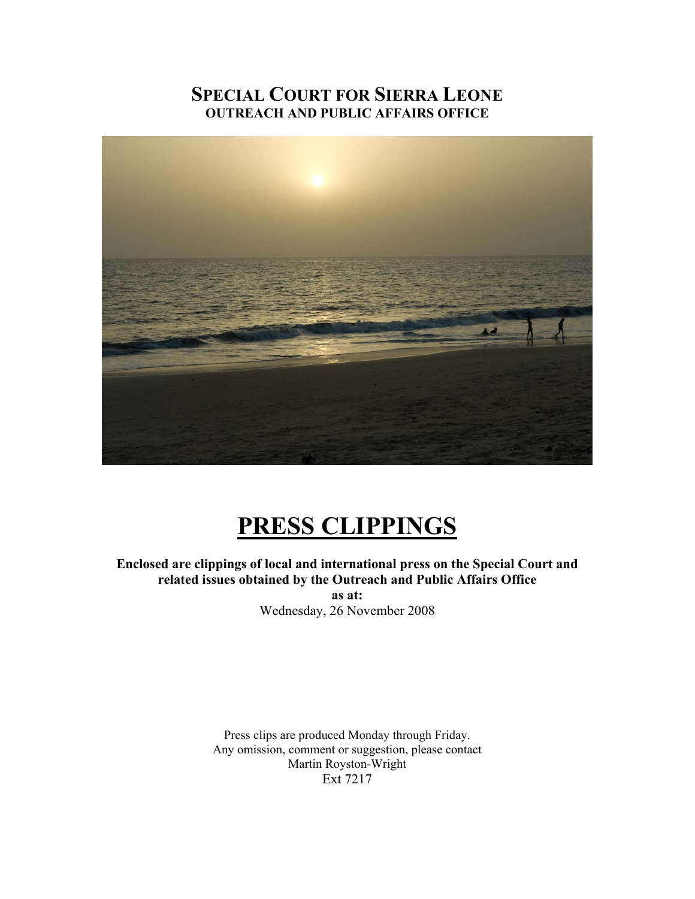# Special Court for Sierra Leone
## Outreach and Public Affairs Office

# PRESS CLIPPINGS

**Enclosed are clippings of local and international press on the Special Court and related issues obtained by the Outreach and Public Affairs Office**
**as at:**
Wednesday, 26 November 2008

Press clips are produced Monday through Friday.
Any omission, comment or suggestion, please contact
Martin Royston-Wright
Ext 7217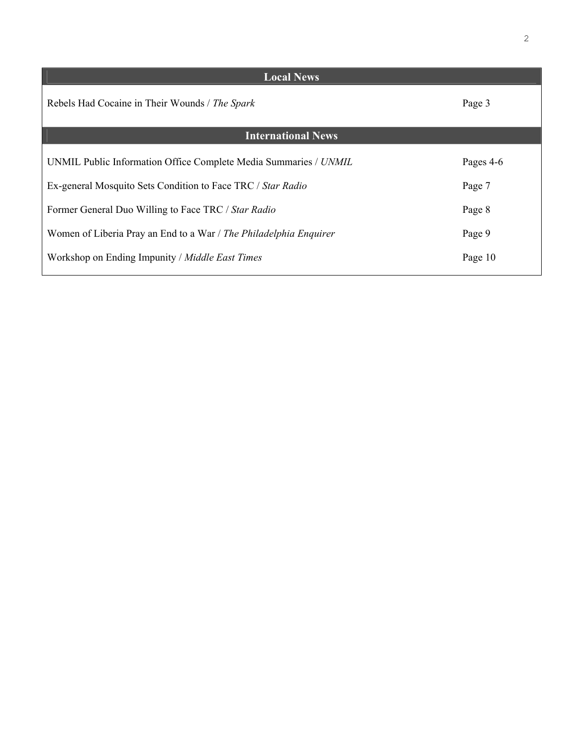## Local News

| | |
|---|---|
| Rebels Had Cocaine in Their Wounds / *The Spark* | Page 3 |

## International News

| | |
|---|---|
| UNMIL Public Information Office Complete Media Summaries / *UNMIL* | Pages 4-6 |
| Ex-general Mosquito Sets Condition to Face TRC / *Star Radio* | Page 7 |
| Former General Duo Willing to Face TRC / *Star Radio* | Page 8 |
| Women of Liberia Pray an End to a War / *The Philadelphia Enquirer* | Page 9 |
| Workshop on Ending Impunity / *Middle East Times* | Page 10 |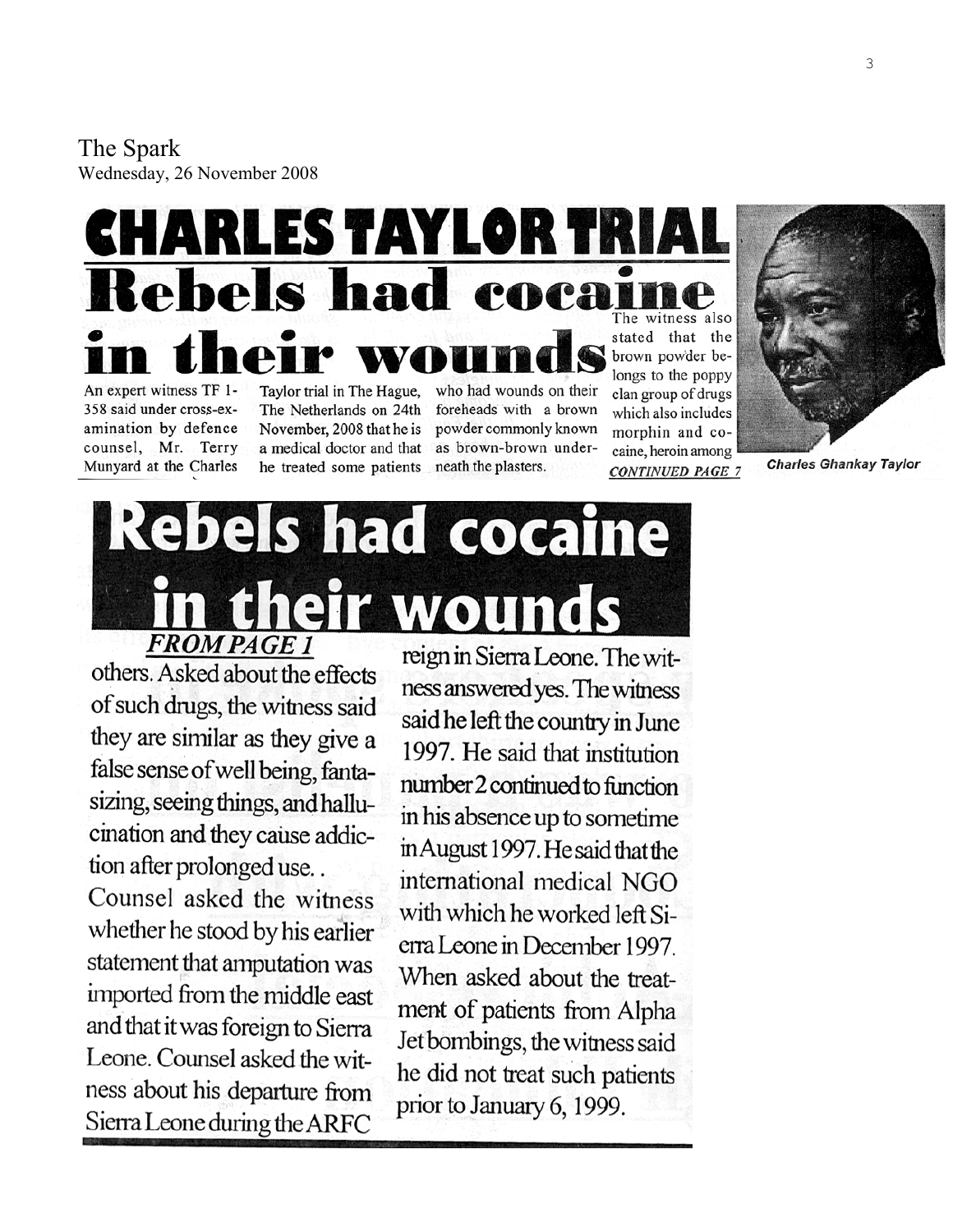The Spark
Wednesday, 26 November 2008

# CHARLES TAYLOR TRIAL

## Rebels had cocaine in their wounds

An expert witness TF 1-358 said under cross-examination by defence counsel, Mr. Terry Munyard at the Charles Taylor trial in The Hague, The Netherlands on 24th November, 2008 that he is a medical doctor and that he treated some patients who had wounds on their foreheads with a brown powder commonly known as brown-brown underneath the plasters.

The witness also stated that the brown powder belongs to the poppy clan group of drugs which also includes morphin and cocaine, heroin among

*CONTINUED PAGE 7*

Charles Ghankay Taylor

## Rebels had cocaine in their wounds

***FROM PAGE 1***

others. Asked about the effects of such drugs, the witness said they are similar as they give a false sense of well being, fantasizing, seeing things, and hallucination and they cause addiction after prolonged use..

Counsel asked the witness whether he stood by his earlier statement that amputation was imported from the middle east and that it was foreign to Sierra Leone. Counsel asked the witness about his departure from Sierra Leone during the ARFC reign in Sierra Leone. The witness answered yes. The witness said he left the country in June 1997. He said that institution number 2 continued to function in his absence up to sometime in August 1997. He said that the international medical NGO with which he worked left Sierra Leone in December 1997. When asked about the treatment of patients from Alpha Jet bombings, the witness said he did not treat such patients prior to January 6, 1999.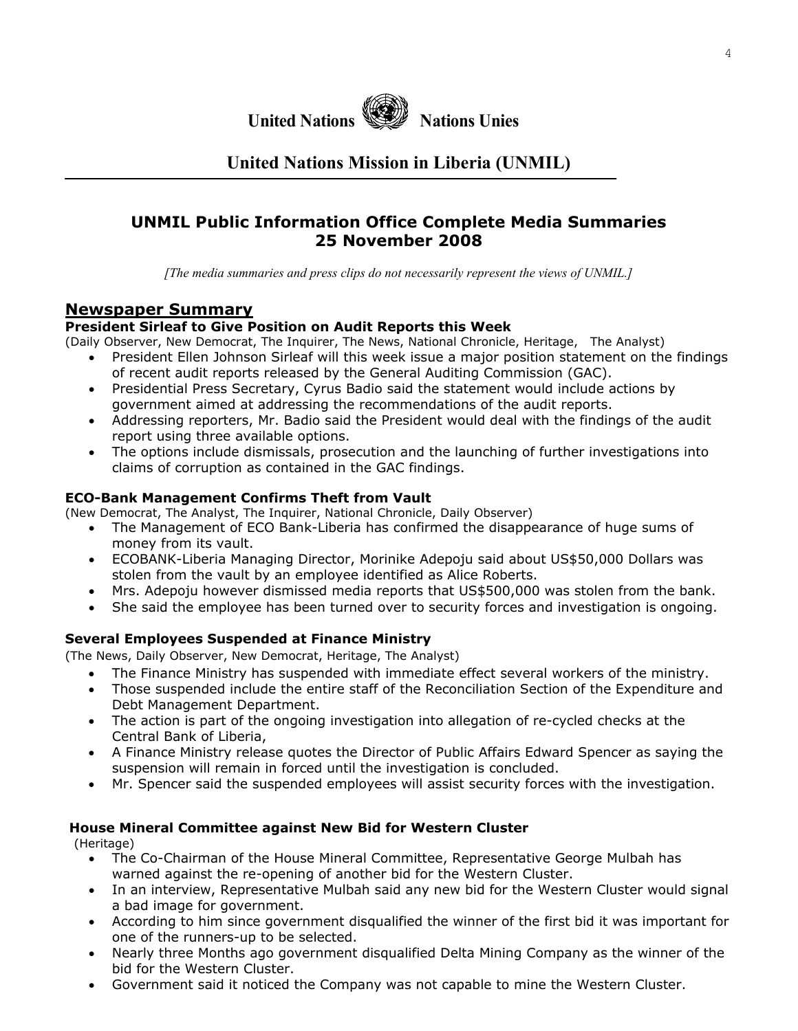United Nations Nations Unies

# United Nations Mission in Liberia (UNMIL)

## UNMIL Public Information Office Complete Media Summaries 25 November 2008

*[The media summaries and press clips do not necessarily represent the views of UNMIL.]*

## Newspaper Summary

### President Sirleaf to Give Position on Audit Reports this Week

(Daily Observer, New Democrat, The Inquirer, The News, National Chronicle, Heritage, The Analyst)

- President Ellen Johnson Sirleaf will this week issue a major position statement on the findings of recent audit reports released by the General Auditing Commission (GAC).
- Presidential Press Secretary, Cyrus Badio said the statement would include actions by government aimed at addressing the recommendations of the audit reports.
- Addressing reporters, Mr. Badio said the President would deal with the findings of the audit report using three available options.
- The options include dismissals, prosecution and the launching of further investigations into claims of corruption as contained in the GAC findings.

### ECO-Bank Management Confirms Theft from Vault

(New Democrat, The Analyst, The Inquirer, National Chronicle, Daily Observer)

- The Management of ECO Bank-Liberia has confirmed the disappearance of huge sums of money from its vault.
- ECOBANK-Liberia Managing Director, Morinike Adepoju said about US$50,000 Dollars was stolen from the vault by an employee identified as Alice Roberts.
- Mrs. Adepoju however dismissed media reports that US$500,000 was stolen from the bank.
- She said the employee has been turned over to security forces and investigation is ongoing.

### Several Employees Suspended at Finance Ministry

(The News, Daily Observer, New Democrat, Heritage, The Analyst)

- The Finance Ministry has suspended with immediate effect several workers of the ministry.
- Those suspended include the entire staff of the Reconciliation Section of the Expenditure and Debt Management Department.
- The action is part of the ongoing investigation into allegation of re-cycled checks at the Central Bank of Liberia,
- A Finance Ministry release quotes the Director of Public Affairs Edward Spencer as saying the suspension will remain in forced until the investigation is concluded.
- Mr. Spencer said the suspended employees will assist security forces with the investigation.

### House Mineral Committee against New Bid for Western Cluster

(Heritage)

- The Co-Chairman of the House Mineral Committee, Representative George Mulbah has warned against the re-opening of another bid for the Western Cluster.
- In an interview, Representative Mulbah said any new bid for the Western Cluster would signal a bad image for government.
- According to him since government disqualified the winner of the first bid it was important for one of the runners-up to be selected.
- Nearly three Months ago government disqualified Delta Mining Company as the winner of the bid for the Western Cluster.
- Government said it noticed the Company was not capable to mine the Western Cluster.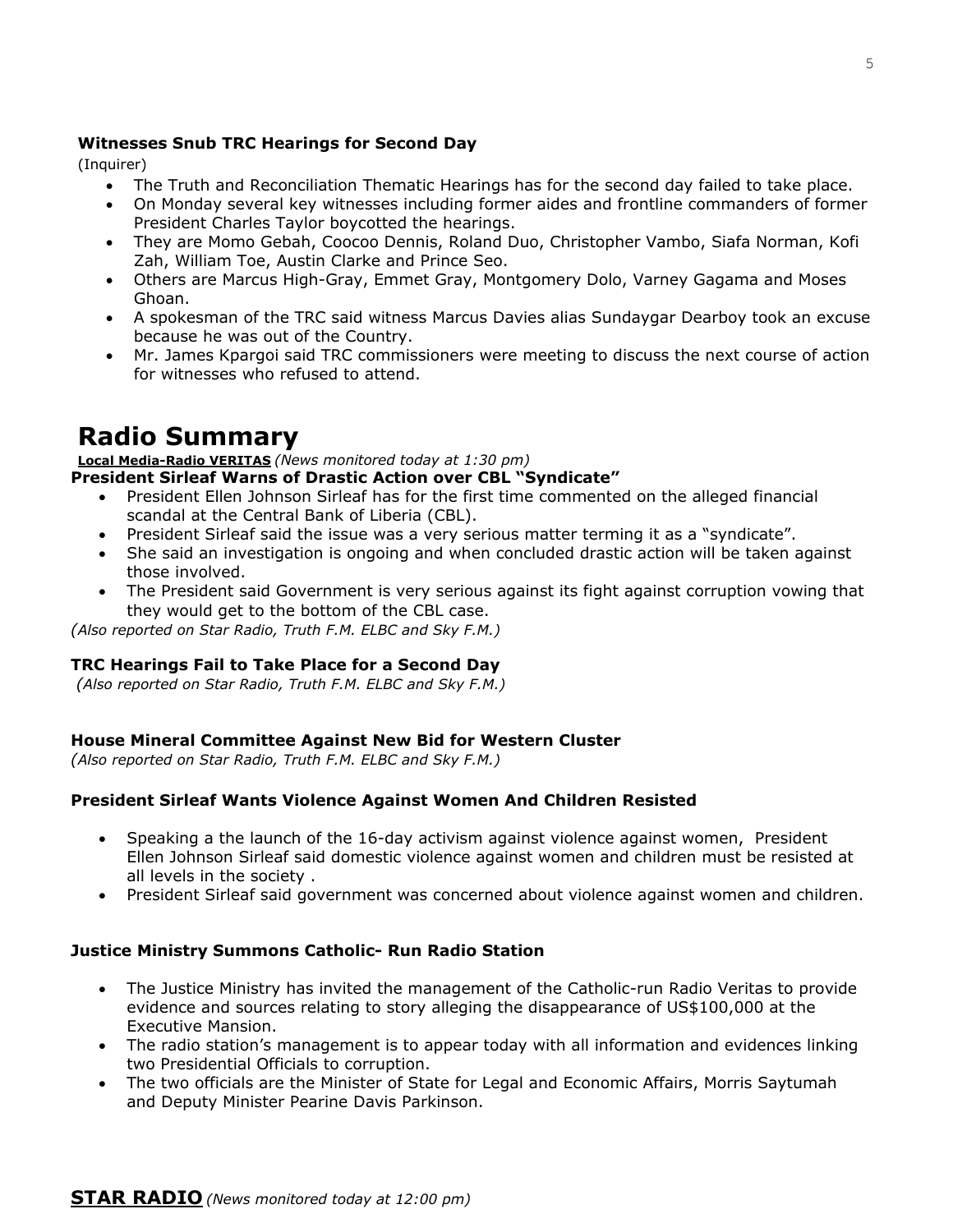### Witnesses Snub TRC Hearings for Second Day

(Inquirer)

- The Truth and Reconciliation Thematic Hearings has for the second day failed to take place.
- On Monday several key witnesses including former aides and frontline commanders of former President Charles Taylor boycotted the hearings.
- They are Momo Gebah, Coocoo Dennis, Roland Duo, Christopher Vambo, Siafa Norman, Kofi Zah, William Toe, Austin Clarke and Prince Seo.
- Others are Marcus High-Gray, Emmet Gray, Montgomery Dolo, Varney Gagama and Moses Ghoan.
- A spokesman of the TRC said witness Marcus Davies alias Sundaygar Dearboy took an excuse because he was out of the Country.
- Mr. James Kpargoi said TRC commissioners were meeting to discuss the next course of action for witnesses who refused to attend.

# Radio Summary

**Local Media-Radio VERITAS** *(News monitored today at 1:30 pm)*

### President Sirleaf Warns of Drastic Action over CBL "Syndicate"

- President Ellen Johnson Sirleaf has for the first time commented on the alleged financial scandal at the Central Bank of Liberia (CBL).
- President Sirleaf said the issue was a very serious matter terming it as a "syndicate".
- She said an investigation is ongoing and when concluded drastic action will be taken against those involved.
- The President said Government is very serious against its fight against corruption vowing that they would get to the bottom of the CBL case.

*(Also reported on Star Radio, Truth F.M. ELBC and Sky F.M.)*

### TRC Hearings Fail to Take Place for a Second Day

*(Also reported on Star Radio, Truth F.M. ELBC and Sky F.M.)*

### House Mineral Committee Against New Bid for Western Cluster

*(Also reported on Star Radio, Truth F.M. ELBC and Sky F.M.)*

### President Sirleaf Wants Violence Against Women And Children Resisted

- Speaking a the launch of the 16-day activism against violence against women, President Ellen Johnson Sirleaf said domestic violence against women and children must be resisted at all levels in the society .
- President Sirleaf said government was concerned about violence against women and children.

### Justice Ministry Summons Catholic- Run Radio Station

- The Justice Ministry has invited the management of the Catholic-run Radio Veritas to provide evidence and sources relating to story alleging the disappearance of US$100,000 at the Executive Mansion.
- The radio station's management is to appear today with all information and evidences linking two Presidential Officials to corruption.
- The two officials are the Minister of State for Legal and Economic Affairs, Morris Saytumah and Deputy Minister Pearine Davis Parkinson.

**STAR RADIO** *(News monitored today at 12:00 pm)*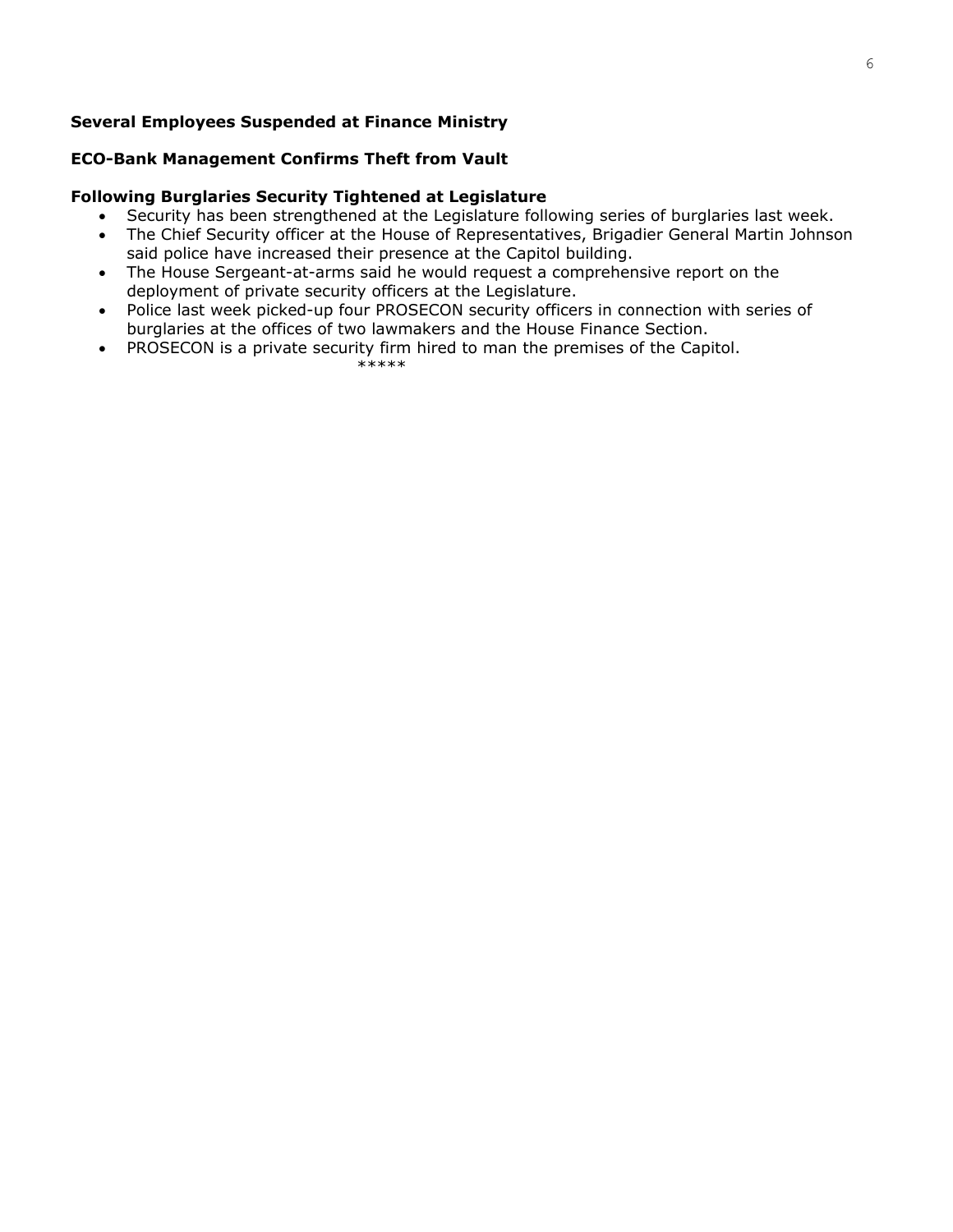**Several Employees Suspended at Finance Ministry**

**ECO-Bank Management Confirms Theft from Vault**

**Following Burglaries Security Tightened at Legislature**

- Security has been strengthened at the Legislature following series of burglaries last week.
- The Chief Security officer at the House of Representatives, Brigadier General Martin Johnson said police have increased their presence at the Capitol building.
- The House Sergeant-at-arms said he would request a comprehensive report on the deployment of private security officers at the Legislature.
- Police last week picked-up four PROSECON security officers in connection with series of burglaries at the offices of two lawmakers and the House Finance Section.
- PROSECON is a private security firm hired to man the premises of the Capitol.

*****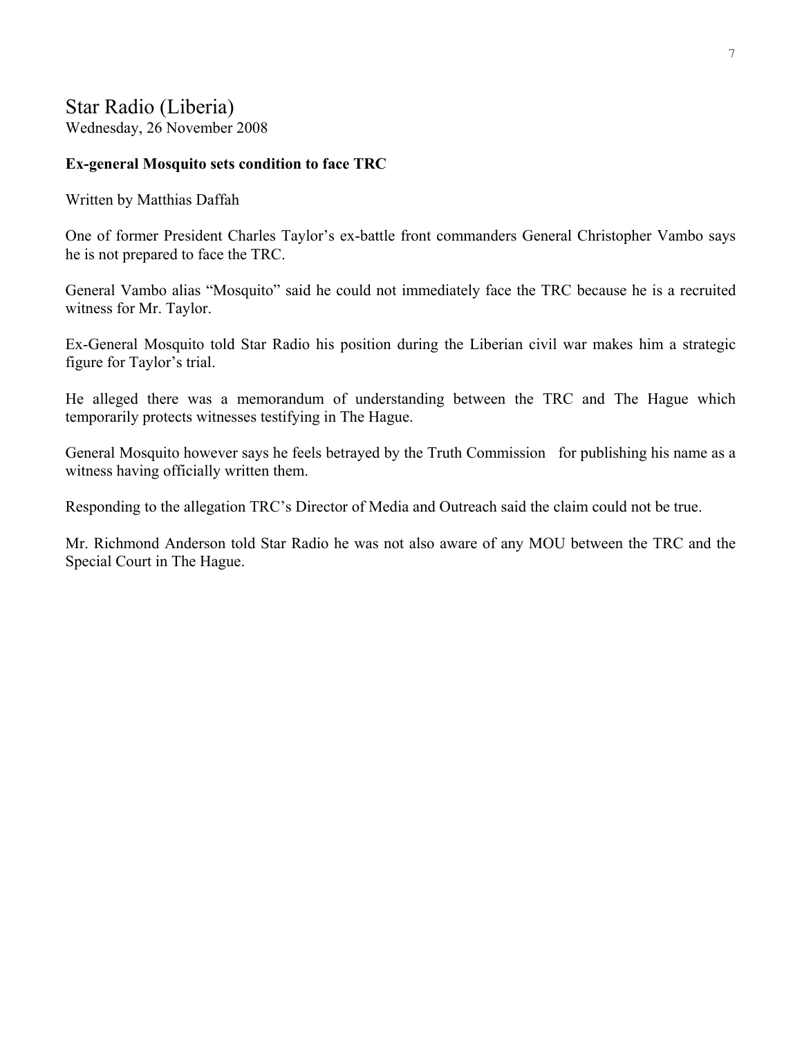## Star Radio (Liberia)

Wednesday, 26 November 2008

**Ex-general Mosquito sets condition to face TRC**

Written by Matthias Daffah

One of former President Charles Taylor's ex-battle front commanders General Christopher Vambo says he is not prepared to face the TRC.

General Vambo alias "Mosquito" said he could not immediately face the TRC because he is a recruited witness for Mr. Taylor.

Ex-General Mosquito told Star Radio his position during the Liberian civil war makes him a strategic figure for Taylor's trial.

He alleged there was a memorandum of understanding between the TRC and The Hague which temporarily protects witnesses testifying in The Hague.

General Mosquito however says he feels betrayed by the Truth Commission for publishing his name as a witness having officially written them.

Responding to the allegation TRC's Director of Media and Outreach said the claim could not be true.

Mr. Richmond Anderson told Star Radio he was not also aware of any MOU between the TRC and the Special Court in The Hague.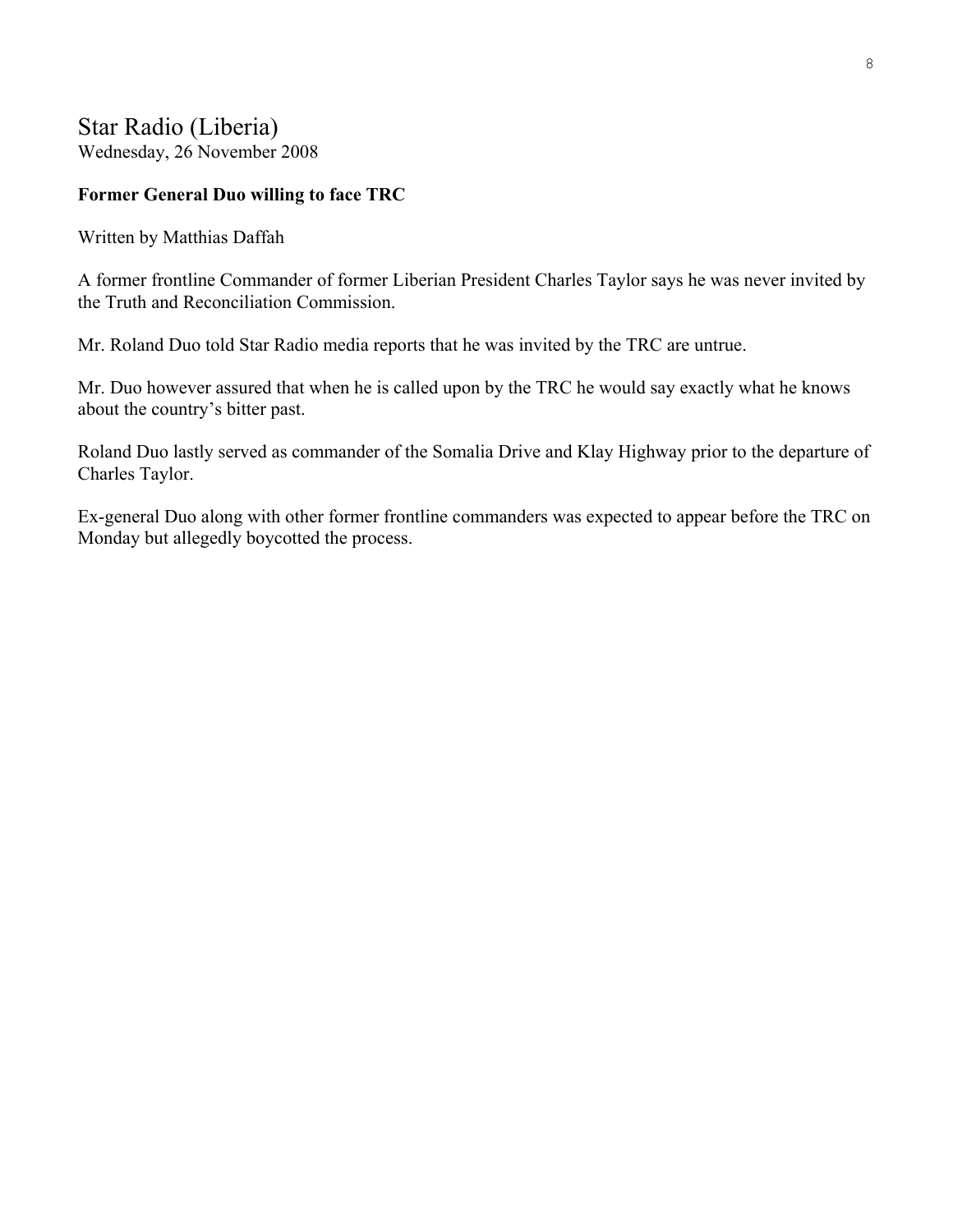## Star Radio (Liberia)

Wednesday, 26 November 2008

**Former General Duo willing to face TRC**

Written by Matthias Daffah

A former frontline Commander of former Liberian President Charles Taylor says he was never invited by the Truth and Reconciliation Commission.

Mr. Roland Duo told Star Radio media reports that he was invited by the TRC are untrue.

Mr. Duo however assured that when he is called upon by the TRC he would say exactly what he knows about the country's bitter past.

Roland Duo lastly served as commander of the Somalia Drive and Klay Highway prior to the departure of Charles Taylor.

Ex-general Duo along with other former frontline commanders was expected to appear before the TRC on Monday but allegedly boycotted the process.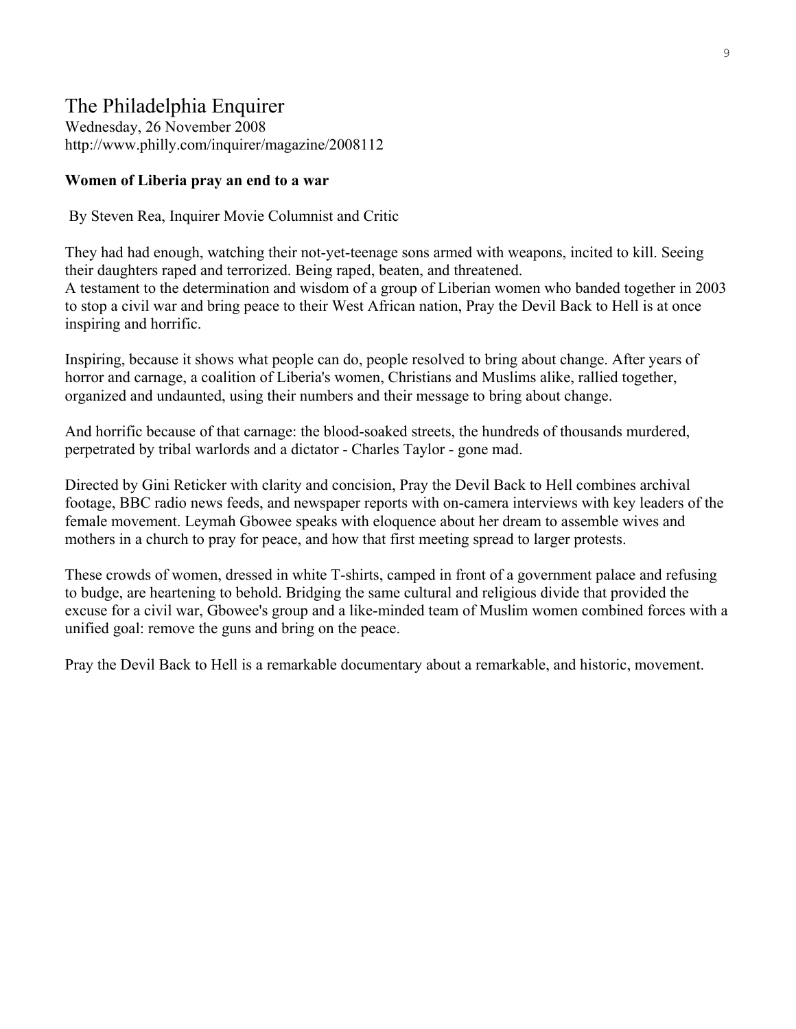# The Philadelphia Enquirer

Wednesday, 26 November 2008
http://www.philly.com/inquirer/magazine/2008112

**Women of Liberia pray an end to a war**

By Steven Rea, Inquirer Movie Columnist and Critic

They had had enough, watching their not-yet-teenage sons armed with weapons, incited to kill. Seeing their daughters raped and terrorized. Being raped, beaten, and threatened.
A testament to the determination and wisdom of a group of Liberian women who banded together in 2003 to stop a civil war and bring peace to their West African nation, Pray the Devil Back to Hell is at once inspiring and horrific.

Inspiring, because it shows what people can do, people resolved to bring about change. After years of horror and carnage, a coalition of Liberia's women, Christians and Muslims alike, rallied together, organized and undaunted, using their numbers and their message to bring about change.

And horrific because of that carnage: the blood-soaked streets, the hundreds of thousands murdered, perpetrated by tribal warlords and a dictator - Charles Taylor - gone mad.

Directed by Gini Reticker with clarity and concision, Pray the Devil Back to Hell combines archival footage, BBC radio news feeds, and newspaper reports with on-camera interviews with key leaders of the female movement. Leymah Gbowee speaks with eloquence about her dream to assemble wives and mothers in a church to pray for peace, and how that first meeting spread to larger protests.

These crowds of women, dressed in white T-shirts, camped in front of a government palace and refusing to budge, are heartening to behold. Bridging the same cultural and religious divide that provided the excuse for a civil war, Gbowee's group and a like-minded team of Muslim women combined forces with a unified goal: remove the guns and bring on the peace.

Pray the Devil Back to Hell is a remarkable documentary about a remarkable, and historic, movement.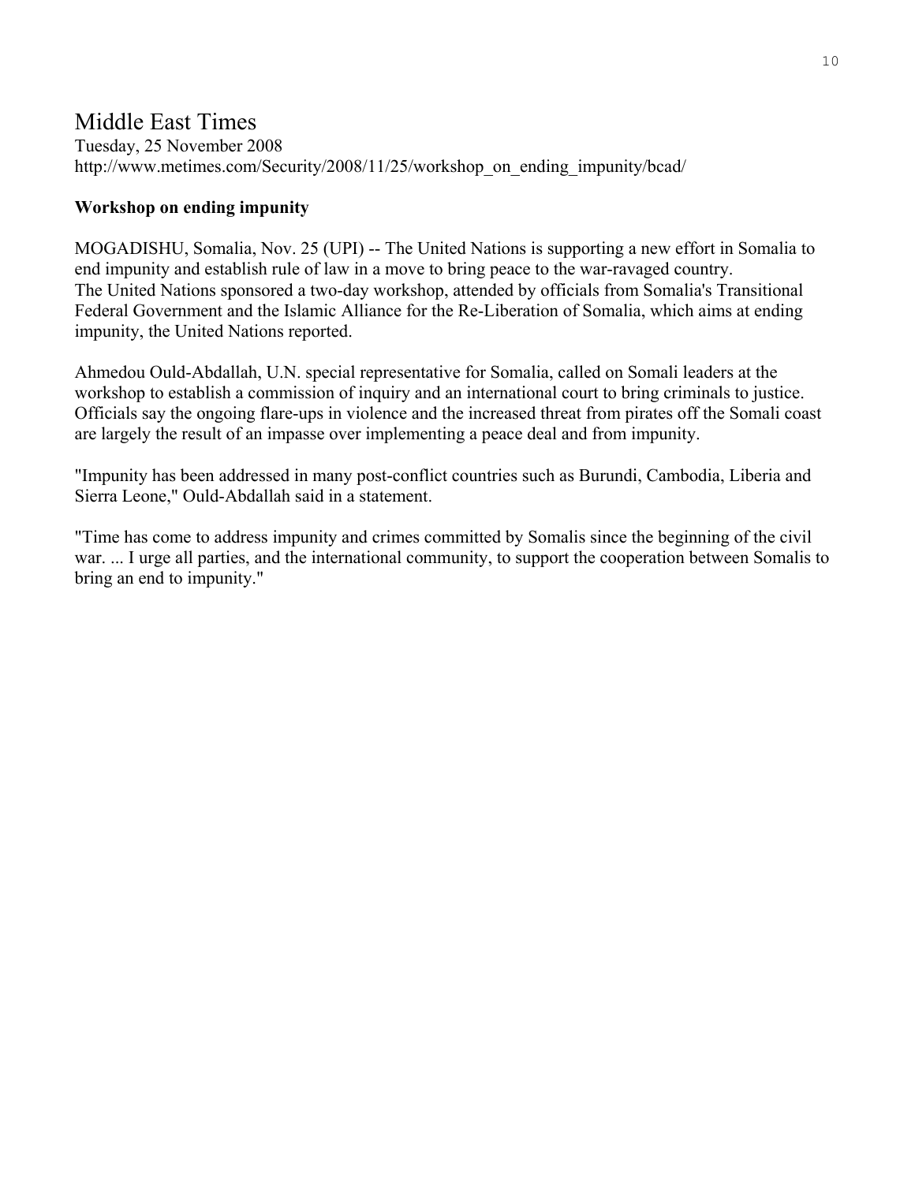# Middle East Times

Tuesday, 25 November 2008
http://www.metimes.com/Security/2008/11/25/workshop_on_ending_impunity/bcad/

**Workshop on ending impunity**

MOGADISHU, Somalia, Nov. 25 (UPI) -- The United Nations is supporting a new effort in Somalia to end impunity and establish rule of law in a move to bring peace to the war-ravaged country.
The United Nations sponsored a two-day workshop, attended by officials from Somalia's Transitional Federal Government and the Islamic Alliance for the Re-Liberation of Somalia, which aims at ending impunity, the United Nations reported.

Ahmedou Ould-Abdallah, U.N. special representative for Somalia, called on Somali leaders at the workshop to establish a commission of inquiry and an international court to bring criminals to justice. Officials say the ongoing flare-ups in violence and the increased threat from pirates off the Somali coast are largely the result of an impasse over implementing a peace deal and from impunity.

"Impunity has been addressed in many post-conflict countries such as Burundi, Cambodia, Liberia and Sierra Leone," Ould-Abdallah said in a statement.

"Time has come to address impunity and crimes committed by Somalis since the beginning of the civil war. ... I urge all parties, and the international community, to support the cooperation between Somalis to bring an end to impunity."